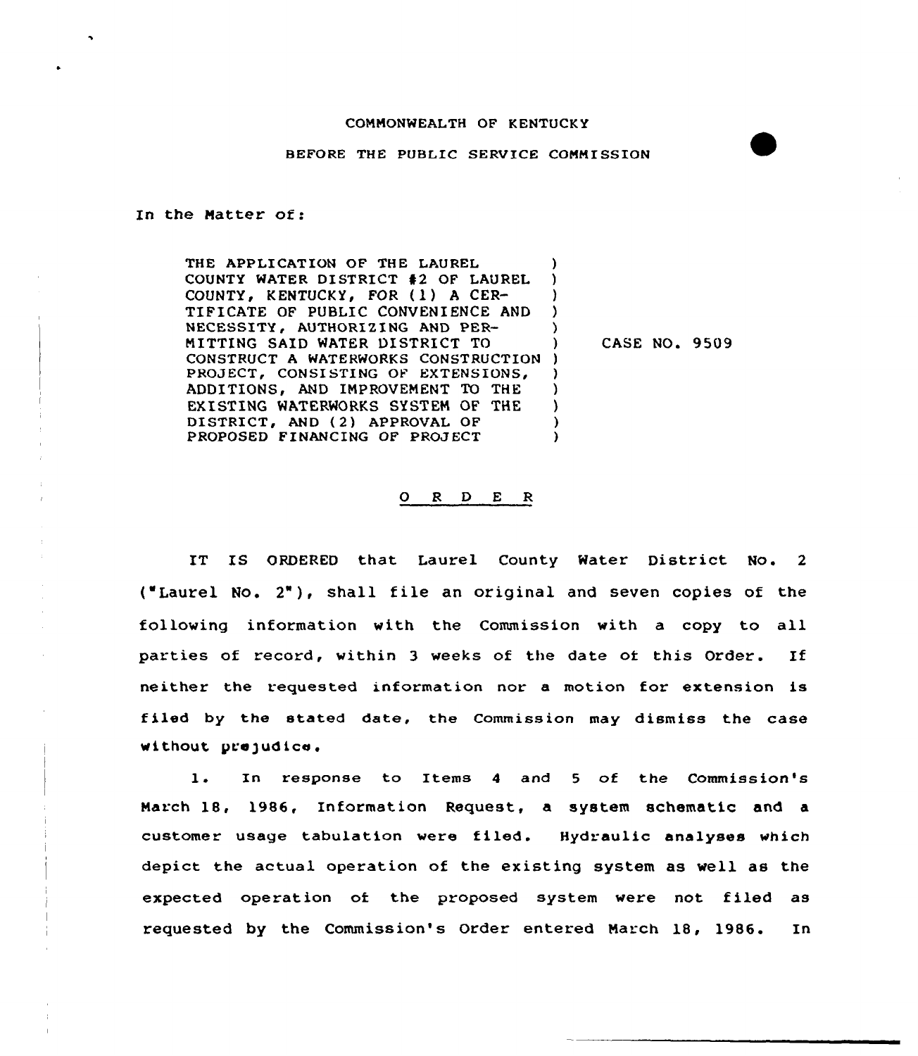COMMONWEALTH OF KENTUCKY

BEFORE THE PUBLIC SERVICE COMMISSION

In the Matter of:

| | | |
|---|---|---|
| THE APPLICATION OF THE LAUREL COUNTY WATER DISTRICT #2 OF LAUREL COUNTY, KENTUCKY, FOR (1) A CERTIFICATE OF PUBLIC CONVENIENCE AND NECESSITY, AUTHORIZING AND PERMITTING SAID WATER DISTRICT TO CONSTRUCT A WATERWORKS CONSTRUCTION PROJECT, CONSISTING OF EXTENSIONS, ADDITIONS, AND IMPROVEMENT TO THE EXISTING WATERWORKS SYSTEM OF THE DISTRICT, AND (2) APPROVAL OF PROPOSED FINANCING OF PROJECT | ) | CASE NO. 9509 |

O R D E R

IT IS ORDERED that Laurel County Water District No. 2 ("Laurel No. 2"), shall file an original and seven copies of the following information with the Commission with a copy to all parties of record, within 3 weeks of the date of this Order. If neither the requested information nor a motion for extension is filed by the stated date, the Commission may dismiss the case without prejudice.

1. In response to Items 4 and 5 of the Commission's March 18, 1986, Information Request, a system schematic and a customer usage tabulation were filed. Hydraulic analyses which depict the actual operation of the existing system as well as the expected operation of the proposed system were not filed as requested by the Commission's Order entered March 18, 1986. In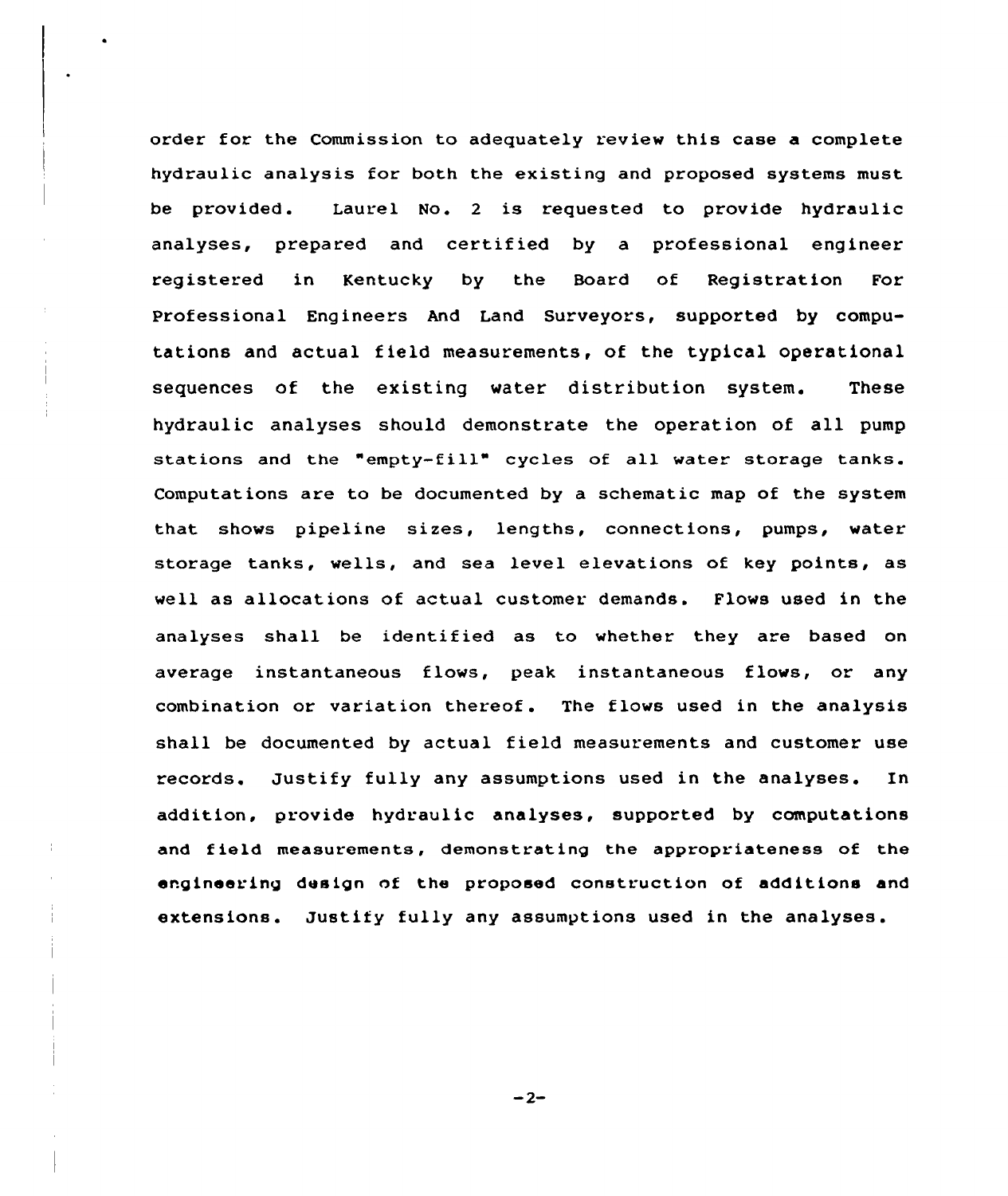order for the Commission to adequately review this case a complete hydraulic analysis for both the existing and proposed systems must be provided. Laurel No. 2 is requested to provide hydraulic analyses, prepared and certified by a professional engineer registered in Kentucky by the Board of Registration For Professional Engineers And Land Surveyors, supported by computations and actual field measurements, of the typical operational sequences of the existing water distribution system. These hydraulic analyses should demonstrate the operation of all pump stations and the "empty-fill" cycles of all water storage tanks. Computations are to be documented by a schematic map of the system that shows pipeline sizes, lengths, connections, pumps, water storage tanks, wells, and sea level elevations of key points, as well as allocations of actual customer demands. Flows used in the analyses shall be identified as to whether they are based on average instantaneous flows, peak instantaneous flows, or any combination or variation thereof. The flows used in the analysis shall be documented by actual field measurements and customer use records. Justify fully any assumptions used in the analyses. In addition, provide hydraulic analyses, supported by computations and field measurements, demonstrating the appropriateness of the engineering design of the proposed construction of additions and extensions. Justify fully any assumptions used in the analyses.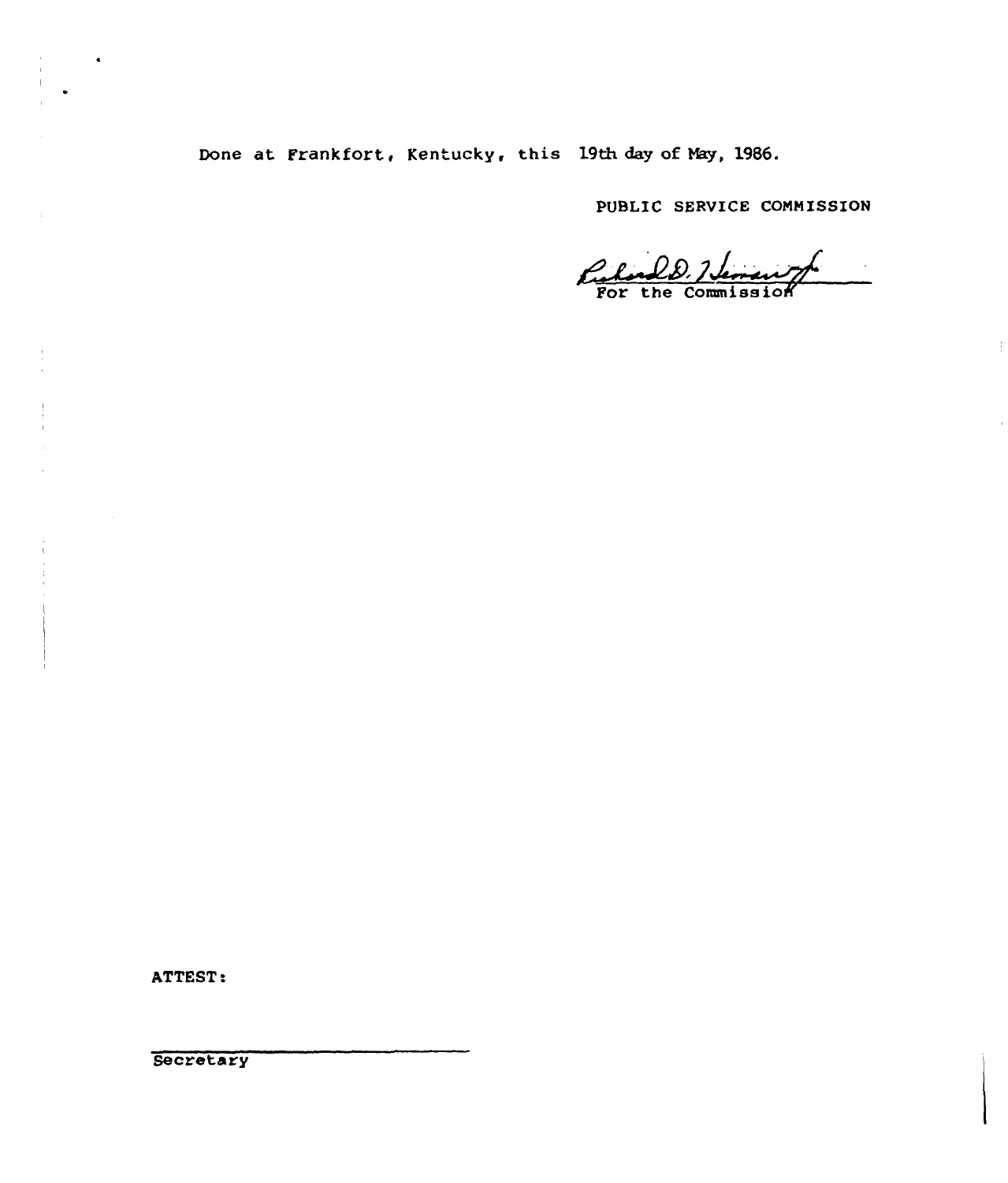Done at Frankfort, Kentucky, this 19th day of May, 1986.

PUBLIC SERVICE COMMISSION

For the Commission

ATTEST:

Secretary